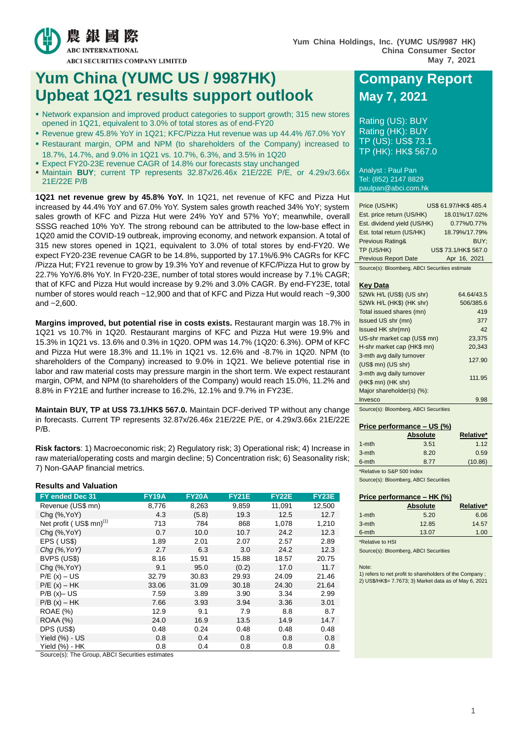農銀國際
ABC INTERNATIONAL
ABCI SECURITIES COMPANY LIMITED

Yum China Holdings, Inc. (YUMC US/9987 HK)
China Consumer Sector
May 7, 2021

# Yum China (YUMC US / 9987HK)
# Upbeat 1Q21 results support outlook

- Network expansion and improved product categories to support growth; 315 new stores opened in 1Q21, equivalent to 3.0% of total stores as of end-FY20
- Revenue grew 45.8% YoY in 1Q21; KFC/Pizza Hut revenue was up 44.4% /67.0% YoY
- Restaurant margin, OPM and NPM (to shareholders of the Company) increased to 18.7%, 14.7%, and 9.0% in 1Q21 vs. 10.7%, 6.3%, and 3.5% in 1Q20
- Expect FY20-23E revenue CAGR of 14.8% our forecasts stay unchanged
- Maintain **BUY**; current TP represents 32.87x/26.46x 21E/22E P/E, or 4.29x/3.66x 21E/22E P/B

**1Q21 net revenue grew by 45.8% YoY.** In 1Q21, net revenue of KFC and Pizza Hut increased by 44.4% YoY and 67.0% YoY. System sales growth reached 34% YoY; system sales growth of KFC and Pizza Hut were 24% YoY and 57% YoY; meanwhile, overall SSSG reached 10% YoY. The strong rebound can be attributed to the low-base effect in 1Q20 amid the COVID-19 outbreak, improving economy, and network expansion. A total of 315 new stores opened in 1Q21, equivalent to 3.0% of total stores by end-FY20. We expect FY20-23E revenue CAGR to be 14.8%, supported by 17.1%/6.9% CAGRs for KFC /Pizza Hut; FY21 revenue to grow by 19.3% YoY and revenue of KFC/Pizza Hut to grow by 22.7% YoY/6.8% YoY. In FY20-23E, number of total stores would increase by 7.1% CAGR; that of KFC and Pizza Hut would increase by 9.2% and 3.0% CAGR. By end-FY23E, total number of stores would reach ~12,900 and that of KFC and Pizza Hut would reach ~9,300 and ~2,600.

**Margins improved, but potential rise in costs exists.** Restaurant margin was 18.7% in 1Q21 vs 10.7% in 1Q20. Restaurant margins of KFC and Pizza Hut were 19.9% and 15.3% in 1Q21 vs. 13.6% and 0.3% in 1Q20. OPM was 14.7% (1Q20: 6.3%). OPM of KFC and Pizza Hut were 18.3% and 11.1% in 1Q21 vs. 12.6% and -8.7% in 1Q20. NPM (to shareholders of the Company) increased to 9.0% in 1Q21. We believe potential rise in labor and raw material costs may pressure margin in the short term. We expect restaurant margin, OPM, and NPM (to shareholders of the Company) would reach 15.0%, 11.2% and 8.8% in FY21E and further increase to 16.2%, 12.1% and 9.7% in FY23E.

**Maintain BUY, TP at US$ 73.1/HK$ 567.0.** Maintain DCF-derived TP without any change in forecasts. Current TP represents 32.87x/26.46x 21E/22E P/E, or 4.29x/3.66x 21E/22E P/B.

**Risk factors**: 1) Macroeconomic risk; 2) Regulatory risk; 3) Operational risk; 4) Increase in raw material/operating costs and margin decline; 5) Concentration risk; 6) Seasonality risk; 7) Non-GAAP financial metrics.

### Results and Valuation

| FY ended Dec 31 | FY19A | FY20A | FY21E | FY22E | FY23E |
|---|---|---|---|---|---|
| Revenue (US$ mn) | 8,776 | 8,263 | 9,859 | 11,091 | 12,500 |
| Chg (%,YoY) | 4.3 | (5.8) | 19.3 | 12.5 | 12.7 |
| Net profit ( US$ mn)[1] | 713 | 784 | 868 | 1,078 | 1,210 |
| Chg (%,YoY) | 0.7 | 10.0 | 10.7 | 24.2 | 12.3 |
| EPS ( US$) | 1.89 | 2.01 | 2.07 | 2.57 | 2.89 |
| *Chg (%,YoY)* | 2.7 | 6.3 | 3.0 | 24.2 | 12.3 |
| BVPS (US$) | 8.16 | 15.91 | 15.88 | 18.57 | 20.75 |
| Chg (%,YoY) | 9.1 | 95.0 | (0.2) | 17.0 | 11.7 |
| P/E (x) – US | 32.79 | 30.83 | 29.93 | 24.09 | 21.46 |
| P/E (x) – HK | 33.06 | 31.09 | 30.18 | 24.30 | 21.64 |
| P/B (x)– US | 7.59 | 3.89 | 3.90 | 3.34 | 2.99 |
| P/B (x) – HK | 7.66 | 3.93 | 3.94 | 3.36 | 3.01 |
| ROAE (%) | 12.9 | 9.1 | 7.9 | 8.8 | 8.7 |
| ROAA (%) | 24.0 | 16.9 | 13.5 | 14.9 | 14.7 |
| DPS (US$) | 0.48 | 0.24 | 0.48 | 0.48 | 0.48 |
| Yield (%) - US | 0.8 | 0.4 | 0.8 | 0.8 | 0.8 |
| Yield (%) - HK | 0.8 | 0.4 | 0.8 | 0.8 | 0.8 |

Source(s): The Group, ABCI Securities estimates

## Company Report
## May 7, 2021

Rating (US): BUY
Rating (HK): BUY
TP (US): US$ 73.1
TP (HK): HK$ 567.0

Analyst : Paul Pan
Tel: (852) 2147 8829
paulpan@abci.com.hk

| | |
|---|---|
| Price (US/HK) | US$ 61.97/HK$ 485.4 |
| Est. price return (US/HK) | 18.01%/17.02% |
| Est. dividend yield (US/HK) | 0.77%/0.77% |
| Est. total return (US/HK) | 18.79%/17.79% |
| Previous Rating& | BUY; |
| TP (US/HK) | US$ 73.1/HK$ 567.0 |
| Previous Report Date | Apr 16, 2021 |

Source(s): Bloomberg, ABCI Securities estimate

**Key Data**

| | |
|---|---|
| 52Wk H/L (US$) (US shr) | 64.64/43.5 |
| 52Wk H/L (HK$) (HK shr) | 506/385.6 |
| Total issued shares (mn) | 419 |
| Issued US shr (mn) | 377 |
| Issued HK shr(mn) | 42 |
| US-shr market cap (US$ mn) | 23,375 |
| H-shr market cap (HK$ mn) | 20,343 |
| 3-mth avg daily turnover (US$ mn) (US shr) | 127.90 |
| 3-mth avg daily turnover (HK$ mn) (HK shr) | 111.95 |
| Major shareholder(s) (%): | |
| Invesco | 9.98 |

Source(s): Bloomberg, ABCI Securities

**Price performance – US (%)**

| | Absolute | Relative* |
|---|---|---|
| 1-mth | 3.51 | 1.12 |
| 3-mth | 8.20 | 0.59 |
| 6-mth | 8.77 | (10.86) |

*Relative to S&P 500 Index
Source(s): Bloomberg, ABCI Securities

**Price performance – HK (%)**

| | Absolute | Relative* |
|---|---|---|
| 1-mth | 5.20 | 6.06 |
| 3-mth | 12.85 | 14.57 |
| 6-mth | 13.07 | 1.00 |

*Relative to HSI
Source(s): Bloomberg, ABCI Securities

Note:
1) refers to net profit to shareholders of the Company ; 2) US$/HK$= 7.7673; 3) Market data as of May 6, 2021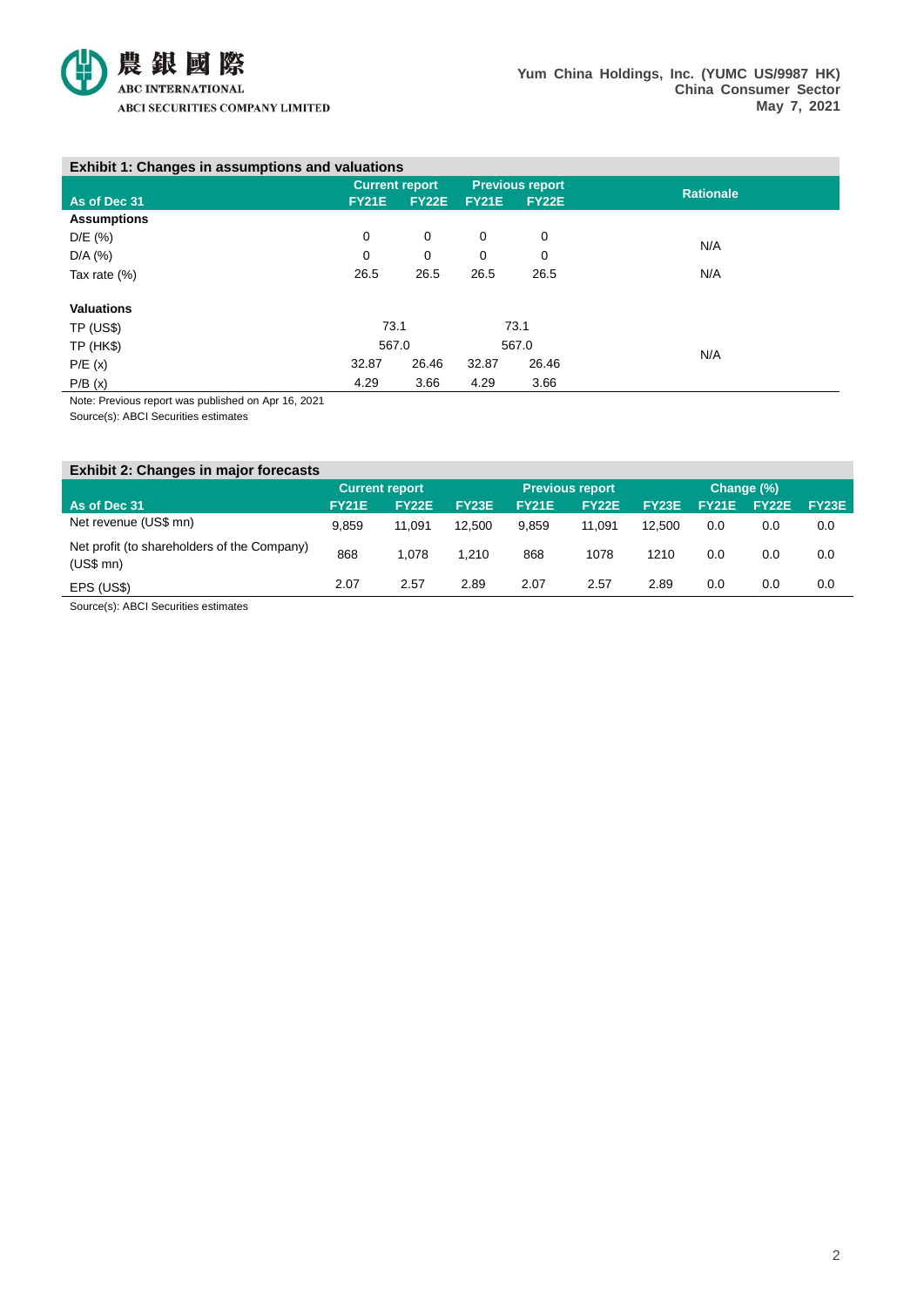### Exhibit 1: Changes in assumptions and valuations

| As of Dec 31 | Current report | | Previous report | | Rationale |
|---|---|---|---|---|---|
| | FY21E | FY22E | FY21E | FY22E | |
| **Assumptions** | | | | | |
| D/E (%) | 0 | 0 | 0 | 0 | N/A |
| D/A (%) | 0 | 0 | 0 | 0 | |
| Tax rate (%) | 26.5 | 26.5 | 26.5 | 26.5 | N/A |
| **Valuations** | | | | | |
| TP (US$) | 73.1 | | 73.1 | | N/A |
| TP (HK$) | 567.0 | | 567.0 | | |
| P/E (x) | 32.87 | 26.46 | 32.87 | 26.46 | |
| P/B (x) | 4.29 | 3.66 | 4.29 | 3.66 | |

Note: Previous report was published on Apr 16, 2021
Source(s): ABCI Securities estimates

### Exhibit 2: Changes in major forecasts

| As of Dec 31 | Current report | | | Previous report | | | Change (%) | | |
|---|---|---|---|---|---|---|---|---|---|
| | FY21E | FY22E | FY23E | FY21E | FY22E | FY23E | FY21E | FY22E | FY23E |
| Net revenue (US$ mn) | 9,859 | 11,091 | 12,500 | 9,859 | 11,091 | 12,500 | 0.0 | 0.0 | 0.0 |
| Net profit (to shareholders of the Company) (US$ mn) | 868 | 1,078 | 1,210 | 868 | 1078 | 1210 | 0.0 | 0.0 | 0.0 |
| EPS (US$) | 2.07 | 2.57 | 2.89 | 2.07 | 2.57 | 2.89 | 0.0 | 0.0 | 0.0 |

Source(s): ABCI Securities estimates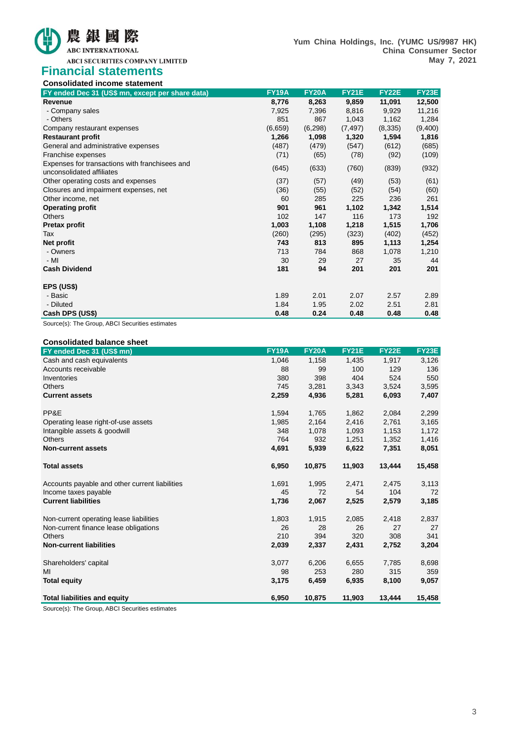## Financial statements

### Consolidated income statement

| FY ended Dec 31 (US$ mn, except per share data) | FY19A | FY20A | FY21E | FY22E | FY23E |
|---|---|---|---|---|---|
| **Revenue** | **8,776** | **8,263** | **9,859** | **11,091** | **12,500** |
| - Company sales | 7,925 | 7,396 | 8,816 | 9,929 | 11,216 |
| - Others | 851 | 867 | 1,043 | 1,162 | 1,284 |
| Company restaurant expenses | (6,659) | (6,298) | (7,497) | (8,335) | (9,400) |
| **Restaurant profit** | **1,266** | **1,098** | **1,320** | **1,594** | **1,816** |
| General and administrative expenses | (487) | (479) | (547) | (612) | (685) |
| Franchise expenses | (71) | (65) | (78) | (92) | (109) |
| Expenses for transactions with franchisees and unconsolidated affiliates | (645) | (633) | (760) | (839) | (932) |
| Other operating costs and expenses | (37) | (57) | (49) | (53) | (61) |
| Closures and impairment expenses, net | (36) | (55) | (52) | (54) | (60) |
| Other income, net | 60 | 285 | 225 | 236 | 261 |
| **Operating profit** | **901** | **961** | **1,102** | **1,342** | **1,514** |
| Others | 102 | 147 | 116 | 173 | 192 |
| **Pretax profit** | **1,003** | **1,108** | **1,218** | **1,515** | **1,706** |
| Tax | (260) | (295) | (323) | (402) | (452) |
| **Net profit** | **743** | **813** | **895** | **1,113** | **1,254** |
| - Owners | 713 | 784 | 868 | 1,078 | 1,210 |
| - MI | 30 | 29 | 27 | 35 | 44 |
| **Cash Dividend** | **181** | **94** | **201** | **201** | **201** |
| | | | | | |
| **EPS (US$)** | | | | | |
| - Basic | 1.89 | 2.01 | 2.07 | 2.57 | 2.89 |
| - Diluted | 1.84 | 1.95 | 2.02 | 2.51 | 2.81 |
| **Cash DPS (US$)** | **0.48** | **0.24** | **0.48** | **0.48** | **0.48** |

Source(s): The Group, ABCI Securities estimates

### Consolidated balance sheet

| FY ended Dec 31 (US$ mn) | FY19A | FY20A | FY21E | FY22E | FY23E |
|---|---|---|---|---|---|
| Cash and cash equivalents | 1,046 | 1,158 | 1,435 | 1,917 | 3,126 |
| Accounts receivable | 88 | 99 | 100 | 129 | 136 |
| Inventories | 380 | 398 | 404 | 524 | 550 |
| Others | 745 | 3,281 | 3,343 | 3,524 | 3,595 |
| **Current assets** | **2,259** | **4,936** | **5,281** | **6,093** | **7,407** |
| | | | | | |
| PP&E | 1,594 | 1,765 | 1,862 | 2,084 | 2,299 |
| Operating lease right-of-use assets | 1,985 | 2,164 | 2,416 | 2,761 | 3,165 |
| Intangible assets & goodwill | 348 | 1,078 | 1,093 | 1,153 | 1,172 |
| Others | 764 | 932 | 1,251 | 1,352 | 1,416 |
| **Non-current assets** | **4,691** | **5,939** | **6,622** | **7,351** | **8,051** |
| | | | | | |
| **Total assets** | **6,950** | **10,875** | **11,903** | **13,444** | **15,458** |
| | | | | | |
| Accounts payable and other current liabilities | 1,691 | 1,995 | 2,471 | 2,475 | 3,113 |
| Income taxes payable | 45 | 72 | 54 | 104 | 72 |
| **Current liabilities** | **1,736** | **2,067** | **2,525** | **2,579** | **3,185** |
| | | | | | |
| Non-current operating lease liabilities | 1,803 | 1,915 | 2,085 | 2,418 | 2,837 |
| Non-current finance lease obligations | 26 | 28 | 26 | 27 | 27 |
| Others | 210 | 394 | 320 | 308 | 341 |
| **Non-current liabilities** | **2,039** | **2,337** | **2,431** | **2,752** | **3,204** |
| | | | | | |
| Shareholders' capital | 3,077 | 6,206 | 6,655 | 7,785 | 8,698 |
| MI | 98 | 253 | 280 | 315 | 359 |
| **Total equity** | **3,175** | **6,459** | **6,935** | **8,100** | **9,057** |
| | | | | | |
| **Total liabilities and equity** | **6,950** | **10,875** | **11,903** | **13,444** | **15,458** |

Source(s): The Group, ABCI Securities estimates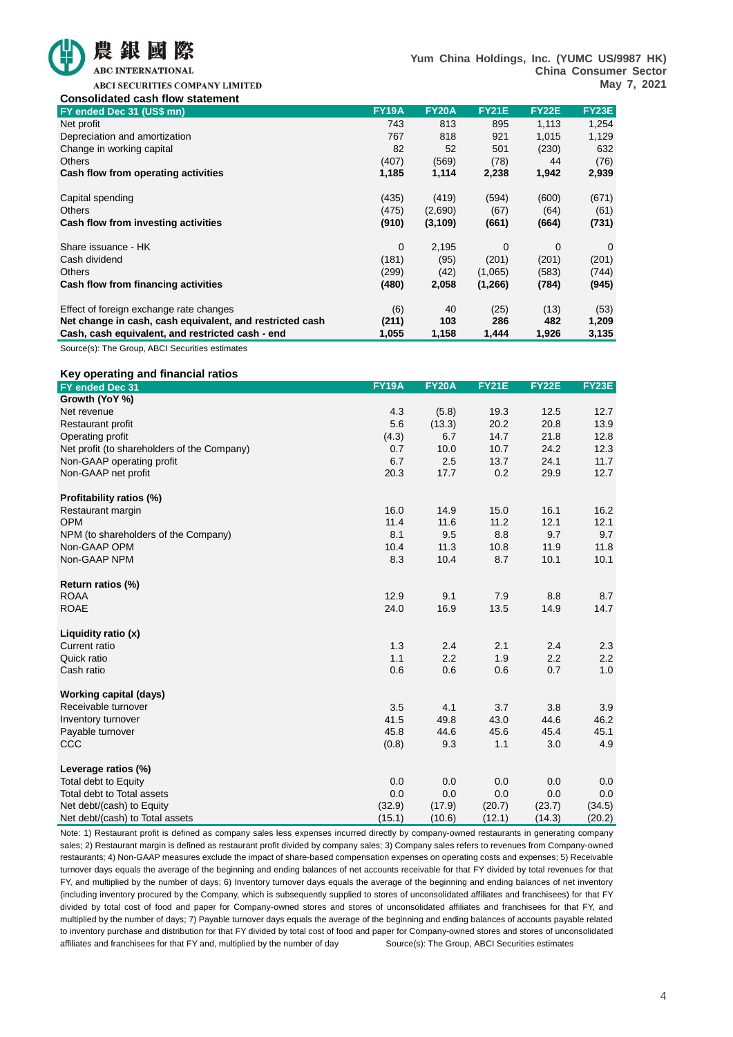### Consolidated cash flow statement

| FY ended Dec 31 (US$ mn) | FY19A | FY20A | FY21E | FY22E | FY23E |
|---|---|---|---|---|---|
| Net profit | 743 | 813 | 895 | 1,113 | 1,254 |
| Depreciation and amortization | 767 | 818 | 921 | 1,015 | 1,129 |
| Change in working capital | 82 | 52 | 501 | (230) | 632 |
| Others | (407) | (569) | (78) | 44 | (76) |
| **Cash flow from operating activities** | **1,185** | **1,114** | **2,238** | **1,942** | **2,939** |
| | | | | | |
| Capital spending | (435) | (419) | (594) | (600) | (671) |
| Others | (475) | (2,690) | (67) | (64) | (61) |
| **Cash flow from investing activities** | **(910)** | **(3,109)** | **(661)** | **(664)** | **(731)** |
| | | | | | |
| Share issuance - HK | 0 | 2,195 | 0 | 0 | 0 |
| Cash dividend | (181) | (95) | (201) | (201) | (201) |
| Others | (299) | (42) | (1,065) | (583) | (744) |
| **Cash flow from financing activities** | **(480)** | **2,058** | **(1,266)** | **(784)** | **(945)** |
| | | | | | |
| Effect of foreign exchange rate changes | (6) | 40 | (25) | (13) | (53) |
| **Net change in cash, cash equivalent, and restricted cash** | **(211)** | **103** | **286** | **482** | **1,209** |
| **Cash, cash equivalent, and restricted cash - end** | **1,055** | **1,158** | **1,444** | **1,926** | **3,135** |

Source(s): The Group, ABCI Securities estimates

### Key operating and financial ratios

| FY ended Dec 31 | FY19A | FY20A | FY21E | FY22E | FY23E |
|---|---|---|---|---|---|
| **Growth (YoY %)** | | | | | |
| Net revenue | 4.3 | (5.8) | 19.3 | 12.5 | 12.7 |
| Restaurant profit | 5.6 | (13.3) | 20.2 | 20.8 | 13.9 |
| Operating profit | (4.3) | 6.7 | 14.7 | 21.8 | 12.8 |
| Net profit (to shareholders of the Company) | 0.7 | 10.0 | 10.7 | 24.2 | 12.3 |
| Non-GAAP operating profit | 6.7 | 2.5 | 13.7 | 24.1 | 11.7 |
| Non-GAAP net profit | 20.3 | 17.7 | 0.2 | 29.9 | 12.7 |
| | | | | | |
| **Profitability ratios (%)** | | | | | |
| Restaurant margin | 16.0 | 14.9 | 15.0 | 16.1 | 16.2 |
| OPM | 11.4 | 11.6 | 11.2 | 12.1 | 12.1 |
| NPM (to shareholders of the Company) | 8.1 | 9.5 | 8.8 | 9.7 | 9.7 |
| Non-GAAP OPM | 10.4 | 11.3 | 10.8 | 11.9 | 11.8 |
| Non-GAAP NPM | 8.3 | 10.4 | 8.7 | 10.1 | 10.1 |
| | | | | | |
| **Return ratios (%)** | | | | | |
| ROAA | 12.9 | 9.1 | 7.9 | 8.8 | 8.7 |
| ROAE | 24.0 | 16.9 | 13.5 | 14.9 | 14.7 |
| | | | | | |
| **Liquidity ratio (x)** | | | | | |
| Current ratio | 1.3 | 2.4 | 2.1 | 2.4 | 2.3 |
| Quick ratio | 1.1 | 2.2 | 1.9 | 2.2 | 2.2 |
| Cash ratio | 0.6 | 0.6 | 0.6 | 0.7 | 1.0 |
| | | | | | |
| **Working capital (days)** | | | | | |
| Receivable turnover | 3.5 | 4.1 | 3.7 | 3.8 | 3.9 |
| Inventory turnover | 41.5 | 49.8 | 43.0 | 44.6 | 46.2 |
| Payable turnover | 45.8 | 44.6 | 45.6 | 45.4 | 45.1 |
| CCC | (0.8) | 9.3 | 1.1 | 3.0 | 4.9 |
| | | | | | |
| **Leverage ratios (%)** | | | | | |
| Total debt to Equity | 0.0 | 0.0 | 0.0 | 0.0 | 0.0 |
| Total debt to Total assets | 0.0 | 0.0 | 0.0 | 0.0 | 0.0 |
| Net debt/(cash) to Equity | (32.9) | (17.9) | (20.7) | (23.7) | (34.5) |
| Net debt/(cash) to Total assets | (15.1) | (10.6) | (12.1) | (14.3) | (20.2) |

Note: 1) Restaurant profit is defined as company sales less expenses incurred directly by company-owned restaurants in generating company sales; 2) Restaurant margin is defined as restaurant profit divided by company sales; 3) Company sales refers to revenues from Company-owned restaurants; 4) Non-GAAP measures exclude the impact of share-based compensation expenses on operating costs and expenses; 5) Receivable turnover days equals the average of the beginning and ending balances of net accounts receivable for that FY divided by total revenues for that FY, and multiplied by the number of days; 6) Inventory turnover days equals the average of the beginning and ending balances of net inventory (including inventory procured by the Company, which is subsequently supplied to stores of unconsolidated affiliates and franchisees) for that FY divided by total cost of food and paper for Company-owned stores and stores of unconsolidated affiliates and franchisees for that FY, and multiplied by the number of days; 7) Payable turnover days equals the average of the beginning and ending balances of accounts payable related to inventory purchase and distribution for that FY divided by total cost of food and paper for Company-owned stores and stores of unconsolidated affiliates and franchisees for that FY and, multiplied by the number of day

Source(s): The Group, ABCI Securities estimates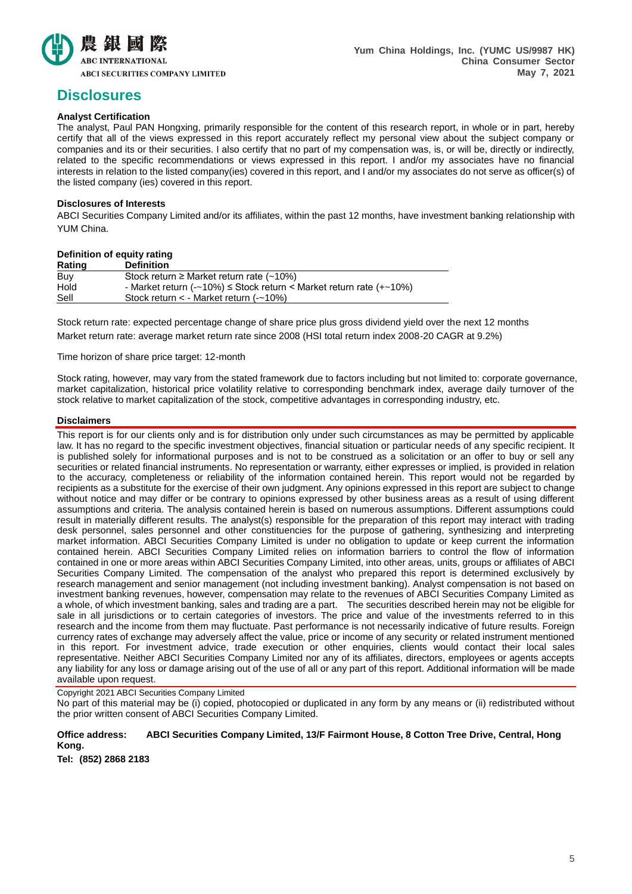# Disclosures

**Analyst Certification**

The analyst, Paul PAN Hongxing, primarily responsible for the content of this research report, in whole or in part, hereby certify that all of the views expressed in this report accurately reflect my personal view about the subject company or companies and its or their securities. I also certify that no part of my compensation was, is, or will be, directly or indirectly, related to the specific recommendations or views expressed in this report. I and/or my associates have no financial interests in relation to the listed company(ies) covered in this report, and I and/or my associates do not serve as officer(s) of the listed company (ies) covered in this report.

**Disclosures of Interests**

ABCI Securities Company Limited and/or its affiliates, within the past 12 months, have investment banking relationship with YUM China.

**Definition of equity rating**

| Rating | Definition |
|---|---|
| Buy | Stock return ≥ Market return rate (~10%) |
| Hold | - Market return (-~10%) ≤ Stock return < Market return rate (+~10%) |
| Sell | Stock return < - Market return (-~10%) |

Stock return rate: expected percentage change of share price plus gross dividend yield over the next 12 months

Market return rate: average market return rate since 2008 (HSI total return index 2008-20 CAGR at 9.2%)

Time horizon of share price target: 12-month

Stock rating, however, may vary from the stated framework due to factors including but not limited to: corporate governance, market capitalization, historical price volatility relative to corresponding benchmark index, average daily turnover of the stock relative to market capitalization of the stock, competitive advantages in corresponding industry, etc.

**Disclaimers**

This report is for our clients only and is for distribution only under such circumstances as may be permitted by applicable law. It has no regard to the specific investment objectives, financial situation or particular needs of any specific recipient. It is published solely for informational purposes and is not to be construed as a solicitation or an offer to buy or sell any securities or related financial instruments. No representation or warranty, either expresses or implied, is provided in relation to the accuracy, completeness or reliability of the information contained herein. This report would not be regarded by recipients as a substitute for the exercise of their own judgment. Any opinions expressed in this report are subject to change without notice and may differ or be contrary to opinions expressed by other business areas as a result of using different assumptions and criteria. The analysis contained herein is based on numerous assumptions. Different assumptions could result in materially different results. The analyst(s) responsible for the preparation of this report may interact with trading desk personnel, sales personnel and other constituencies for the purpose of gathering, synthesizing and interpreting market information. ABCI Securities Company Limited is under no obligation to update or keep current the information contained herein. ABCI Securities Company Limited relies on information barriers to control the flow of information contained in one or more areas within ABCI Securities Company Limited, into other areas, units, groups or affiliates of ABCI Securities Company Limited. The compensation of the analyst who prepared this report is determined exclusively by research management and senior management (not including investment banking). Analyst compensation is not based on investment banking revenues, however, compensation may relate to the revenues of ABCI Securities Company Limited as a whole, of which investment banking, sales and trading are a part. The securities described herein may not be eligible for sale in all jurisdictions or to certain categories of investors. The price and value of the investments referred to in this research and the income from them may fluctuate. Past performance is not necessarily indicative of future results. Foreign currency rates of exchange may adversely affect the value, price or income of any security or related instrument mentioned in this report. For investment advice, trade execution or other enquiries, clients would contact their local sales representative. Neither ABCI Securities Company Limited nor any of its affiliates, directors, employees or agents accepts any liability for any loss or damage arising out of the use of all or any part of this report. Additional information will be made available upon request.

Copyright 2021 ABCI Securities Company Limited

No part of this material may be (i) copied, photocopied or duplicated in any form by any means or (ii) redistributed without the prior written consent of ABCI Securities Company Limited.

**Office address: ABCI Securities Company Limited, 13/F Fairmont House, 8 Cotton Tree Drive, Central, Hong Kong.**

**Tel: (852) 2868 2183**